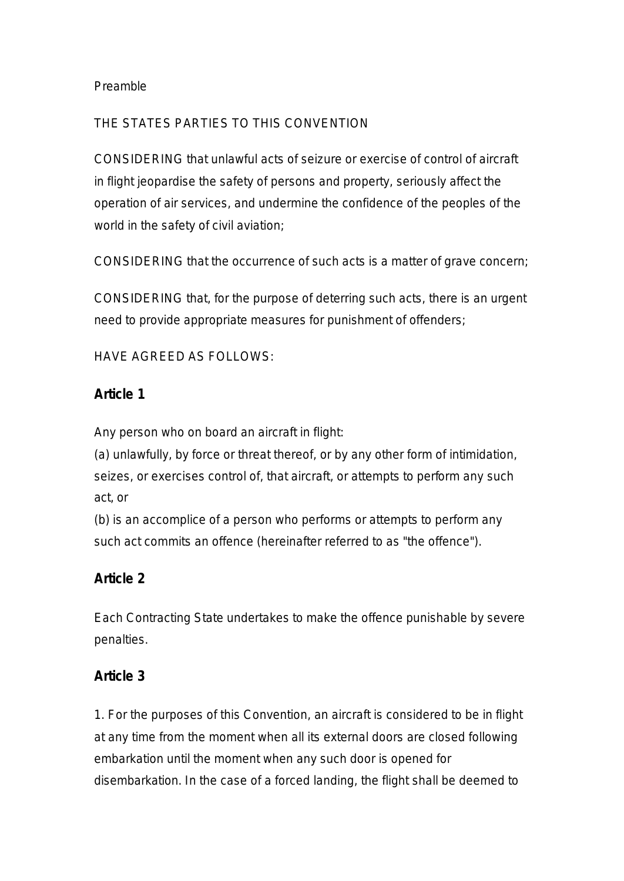Preamble

THE STATES PARTIES TO THIS CONVENTION

CONSIDERING that unlawful acts of seizure or exercise of control of aircraft in flight jeopardise the safety of persons and property, seriously affect the operation of air services, and undermine the confidence of the peoples of the world in the safety of civil aviation;

CONSIDERING that the occurrence of such acts is a matter of grave concern;

CONSIDERING that, for the purpose of deterring such acts, there is an urgent need to provide appropriate measures for punishment of offenders;

HAVE AGREED AS FOLLOWS:

**Article 1**

Any person who on board an aircraft in flight:
(a) unlawfully, by force or threat thereof, or by any other form of intimidation, seizes, or exercises control of, that aircraft, or attempts to perform any such act, or
(b) is an accomplice of a person who performs or attempts to perform any such act commits an offence (hereinafter referred to as "the offence").

**Article 2**

Each Contracting State undertakes to make the offence punishable by severe penalties.

**Article 3**

1. For the purposes of this Convention, an aircraft is considered to be in flight at any time from the moment when all its external doors are closed following embarkation until the moment when any such door is opened for disembarkation. In the case of a forced landing, the flight shall be deemed to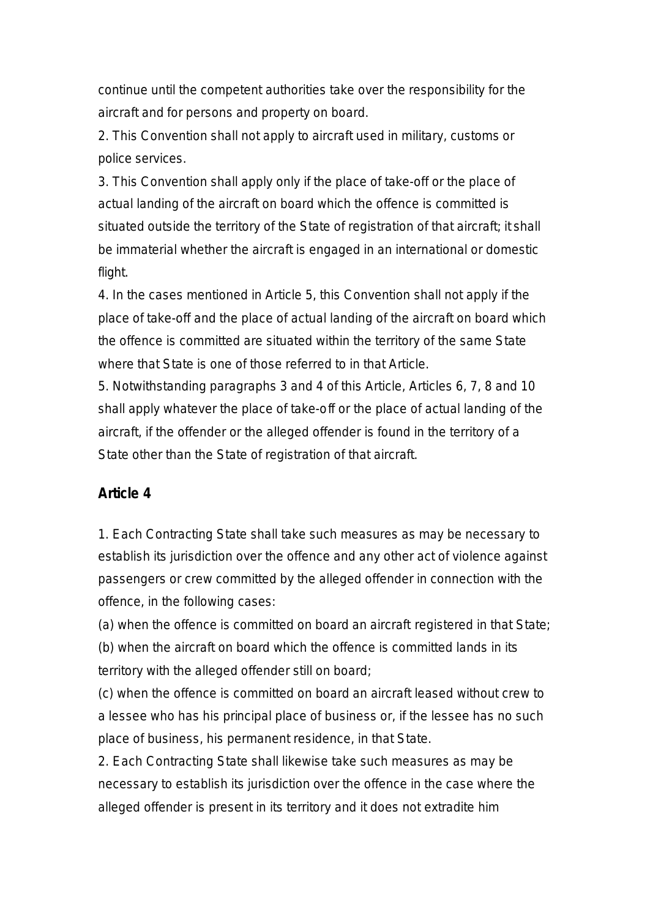continue until the competent authorities take over the responsibility for the aircraft and for persons and property on board.

2. This Convention shall not apply to aircraft used in military, customs or police services.

3. This Convention shall apply only if the place of take-off or the place of actual landing of the aircraft on board which the offence is committed is situated outside the territory of the State of registration of that aircraft; it shall be immaterial whether the aircraft is engaged in an international or domestic flight.

4. In the cases mentioned in Article 5, this Convention shall not apply if the place of take-off and the place of actual landing of the aircraft on board which the offence is committed are situated within the territory of the same State where that State is one of those referred to in that Article.

5. Notwithstanding paragraphs 3 and 4 of this Article, Articles 6, 7, 8 and 10 shall apply whatever the place of take-off or the place of actual landing of the aircraft, if the offender or the alleged offender is found in the territory of a State other than the State of registration of that aircraft.

**Article 4**

1. Each Contracting State shall take such measures as may be necessary to establish its jurisdiction over the offence and any other act of violence against passengers or crew committed by the alleged offender in connection with the offence, in the following cases:

(a) when the offence is committed on board an aircraft registered in that State;

(b) when the aircraft on board which the offence is committed lands in its territory with the alleged offender still on board;

(c) when the offence is committed on board an aircraft leased without crew to a lessee who has his principal place of business or, if the lessee has no such place of business, his permanent residence, in that State.

2. Each Contracting State shall likewise take such measures as may be necessary to establish its jurisdiction over the offence in the case where the alleged offender is present in its territory and it does not extradite him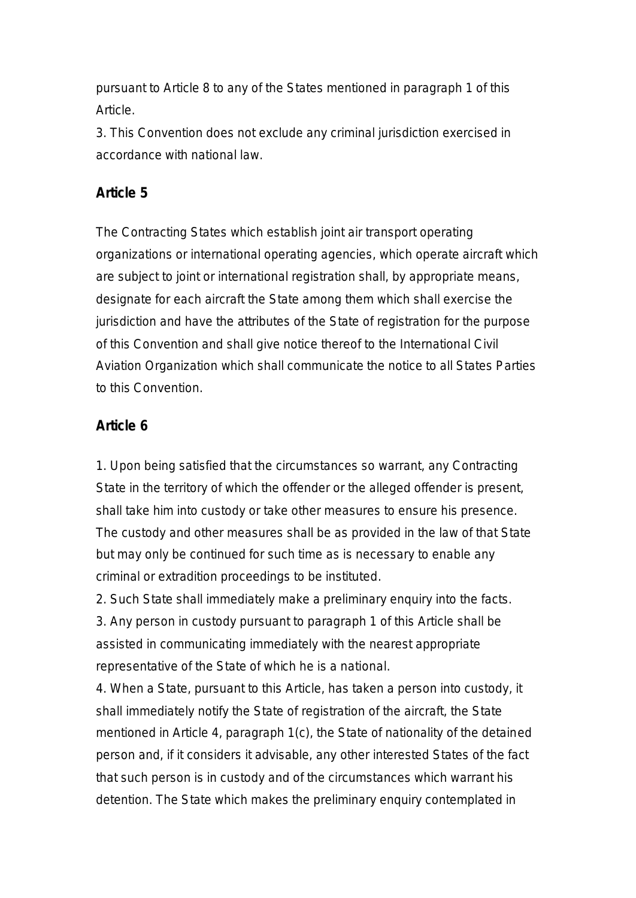pursuant to Article 8 to any of the States mentioned in paragraph 1 of this Article.

3. This Convention does not exclude any criminal jurisdiction exercised in accordance with national law.

## Article 5

The Contracting States which establish joint air transport operating organizations or international operating agencies, which operate aircraft which are subject to joint or international registration shall, by appropriate means, designate for each aircraft the State among them which shall exercise the jurisdiction and have the attributes of the State of registration for the purpose of this Convention and shall give notice thereof to the International Civil Aviation Organization which shall communicate the notice to all States Parties to this Convention.

## Article 6

1. Upon being satisfied that the circumstances so warrant, any Contracting State in the territory of which the offender or the alleged offender is present, shall take him into custody or take other measures to ensure his presence. The custody and other measures shall be as provided in the law of that State but may only be continued for such time as is necessary to enable any criminal or extradition proceedings to be instituted.
2. Such State shall immediately make a preliminary enquiry into the facts.
3. Any person in custody pursuant to paragraph 1 of this Article shall be assisted in communicating immediately with the nearest appropriate representative of the State of which he is a national.
4. When a State, pursuant to this Article, has taken a person into custody, it shall immediately notify the State of registration of the aircraft, the State mentioned in Article 4, paragraph 1(c), the State of nationality of the detained person and, if it considers it advisable, any other interested States of the fact that such person is in custody and of the circumstances which warrant his detention. The State which makes the preliminary enquiry contemplated in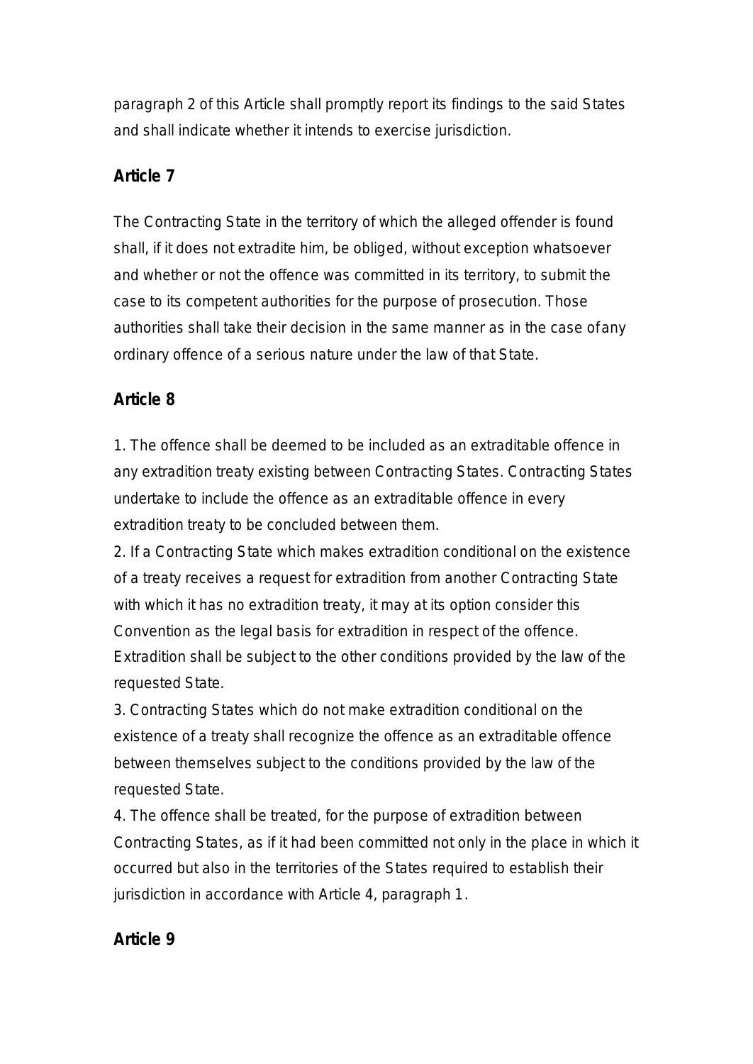paragraph 2 of this Article shall promptly report its findings to the said States and shall indicate whether it intends to exercise jurisdiction.

**Article 7**

The Contracting State in the territory of which the alleged offender is found shall, if it does not extradite him, be obliged, without exception whatsoever and whether or not the offence was committed in its territory, to submit the case to its competent authorities for the purpose of prosecution. Those authorities shall take their decision in the same manner as in the case of any ordinary offence of a serious nature under the law of that State.

**Article 8**

1. The offence shall be deemed to be included as an extraditable offence in any extradition treaty existing between Contracting States. Contracting States undertake to include the offence as an extraditable offence in every extradition treaty to be concluded between them.
2. If a Contracting State which makes extradition conditional on the existence of a treaty receives a request for extradition from another Contracting State with which it has no extradition treaty, it may at its option consider this Convention as the legal basis for extradition in respect of the offence. Extradition shall be subject to the other conditions provided by the law of the requested State.
3. Contracting States which do not make extradition conditional on the existence of a treaty shall recognize the offence as an extraditable offence between themselves subject to the conditions provided by the law of the requested State.
4. The offence shall be treated, for the purpose of extradition between Contracting States, as if it had been committed not only in the place in which it occurred but also in the territories of the States required to establish their jurisdiction in accordance with Article 4, paragraph 1.

**Article 9**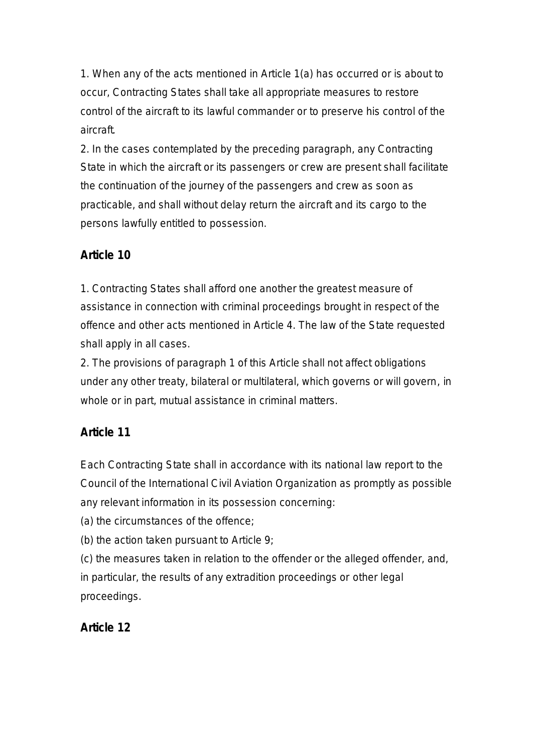1. When any of the acts mentioned in Article 1(a) has occurred or is about to occur, Contracting States shall take all appropriate measures to restore control of the aircraft to its lawful commander or to preserve his control of the aircraft.

2. In the cases contemplated by the preceding paragraph, any Contracting State in which the aircraft or its passengers or crew are present shall facilitate the continuation of the journey of the passengers and crew as soon as practicable, and shall without delay return the aircraft and its cargo to the persons lawfully entitled to possession.

## Article 10

1. Contracting States shall afford one another the greatest measure of assistance in connection with criminal proceedings brought in respect of the offence and other acts mentioned in Article 4. The law of the State requested shall apply in all cases.

2. The provisions of paragraph 1 of this Article shall not affect obligations under any other treaty, bilateral or multilateral, which governs or will govern, in whole or in part, mutual assistance in criminal matters.

## Article 11

Each Contracting State shall in accordance with its national law report to the Council of the International Civil Aviation Organization as promptly as possible any relevant information in its possession concerning:

(a) the circumstances of the offence;

(b) the action taken pursuant to Article 9;

(c) the measures taken in relation to the offender or the alleged offender, and, in particular, the results of any extradition proceedings or other legal proceedings.

## Article 12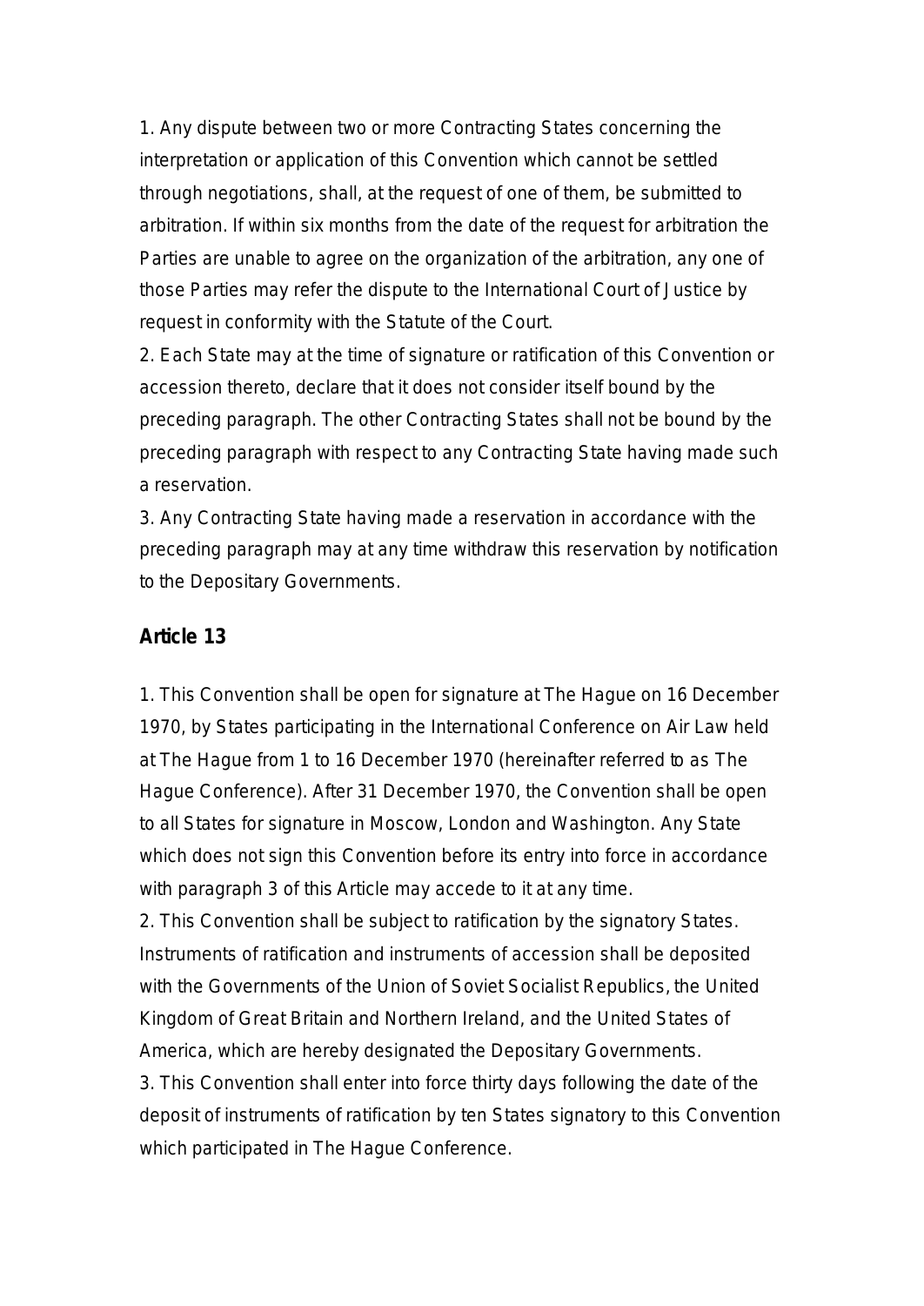1. Any dispute between two or more Contracting States concerning the interpretation or application of this Convention which cannot be settled through negotiations, shall, at the request of one of them, be submitted to arbitration. If within six months from the date of the request for arbitration the Parties are unable to agree on the organization of the arbitration, any one of those Parties may refer the dispute to the International Court of Justice by request in conformity with the Statute of the Court.
2. Each State may at the time of signature or ratification of this Convention or accession thereto, declare that it does not consider itself bound by the preceding paragraph. The other Contracting States shall not be bound by the preceding paragraph with respect to any Contracting State having made such a reservation.
3. Any Contracting State having made a reservation in accordance with the preceding paragraph may at any time withdraw this reservation by notification to the Depositary Governments.

**Article 13**

1. This Convention shall be open for signature at The Hague on 16 December 1970, by States participating in the International Conference on Air Law held at The Hague from 1 to 16 December 1970 (hereinafter referred to as The Hague Conference). After 31 December 1970, the Convention shall be open to all States for signature in Moscow, London and Washington. Any State which does not sign this Convention before its entry into force in accordance with paragraph 3 of this Article may accede to it at any time.
2. This Convention shall be subject to ratification by the signatory States. Instruments of ratification and instruments of accession shall be deposited with the Governments of the Union of Soviet Socialist Republics, the United Kingdom of Great Britain and Northern Ireland, and the United States of America, which are hereby designated the Depositary Governments.
3. This Convention shall enter into force thirty days following the date of the deposit of instruments of ratification by ten States signatory to this Convention which participated in The Hague Conference.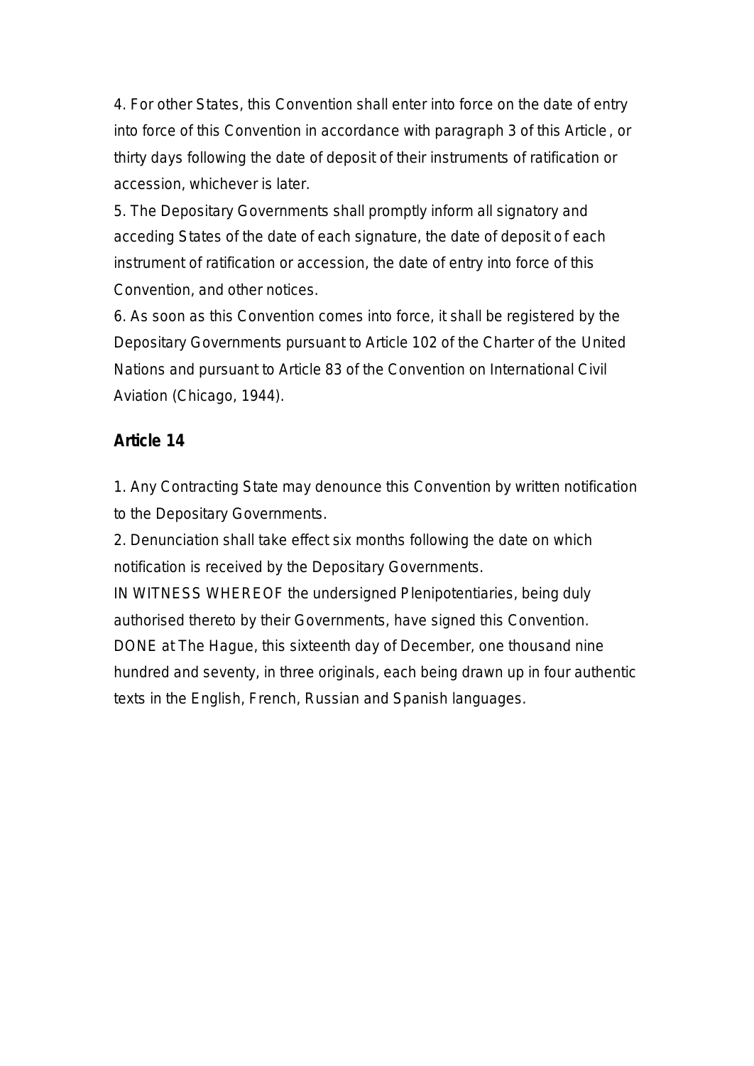4. For other States, this Convention shall enter into force on the date of entry into force of this Convention in accordance with paragraph 3 of this Article, or thirty days following the date of deposit of their instruments of ratification or accession, whichever is later.

5. The Depositary Governments shall promptly inform all signatory and acceding States of the date of each signature, the date of deposit of each instrument of ratification or accession, the date of entry into force of this Convention, and other notices.

6. As soon as this Convention comes into force, it shall be registered by the Depositary Governments pursuant to Article 102 of the Charter of the United Nations and pursuant to Article 83 of the Convention on International Civil Aviation (Chicago, 1944).

## Article 14

1. Any Contracting State may denounce this Convention by written notification to the Depositary Governments.

2. Denunciation shall take effect six months following the date on which notification is received by the Depositary Governments.

IN WITNESS WHEREOF the undersigned Plenipotentiaries, being duly authorised thereto by their Governments, have signed this Convention.

DONE at The Hague, this sixteenth day of December, one thousand nine hundred and seventy, in three originals, each being drawn up in four authentic texts in the English, French, Russian and Spanish languages.